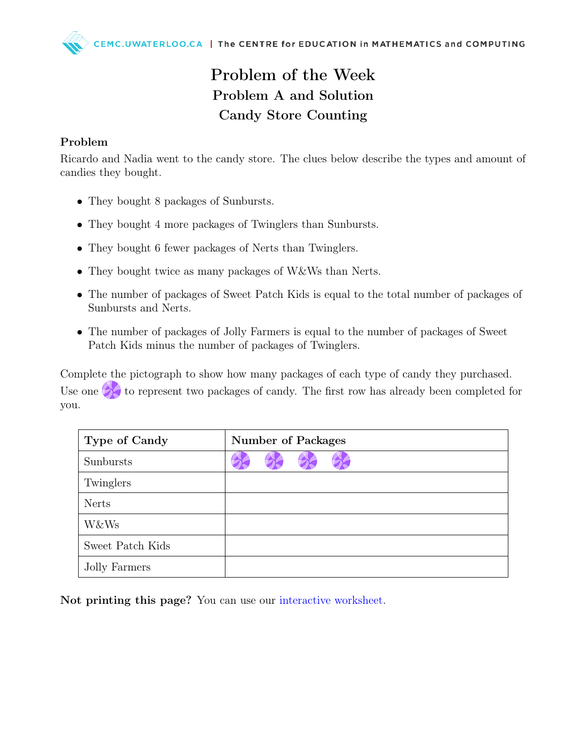# Problem of the Week
## Problem A and Solution
## Candy Store Counting

### Problem

Ricardo and Nadia went to the candy store. The clues below describe the types and amount of candies they bought.

- They bought 8 packages of Sunbursts.
- They bought 4 more packages of Twinglers than Sunbursts.
- They bought 6 fewer packages of Nerts than Twinglers.
- They bought twice as many packages of W&Ws than Nerts.
- The number of packages of Sweet Patch Kids is equal to the total number of packages of Sunbursts and Nerts.
- The number of packages of Jolly Farmers is equal to the number of packages of Sweet Patch Kids minus the number of packages of Twinglers.

Complete the pictograph to show how many packages of each type of candy they purchased. Use one candy symbol to represent two packages of candy. The first row has already been completed for you.

| **Type of Candy** | **Number of Packages** |
|---|---|
| Sunbursts | 🍬 🍬 🍬 🍬 |
| Twinglers | |
| Nerts | |
| W&Ws | |
| Sweet Patch Kids | |
| Jolly Farmers | |

**Not printing this page?** You can use our interactive worksheet.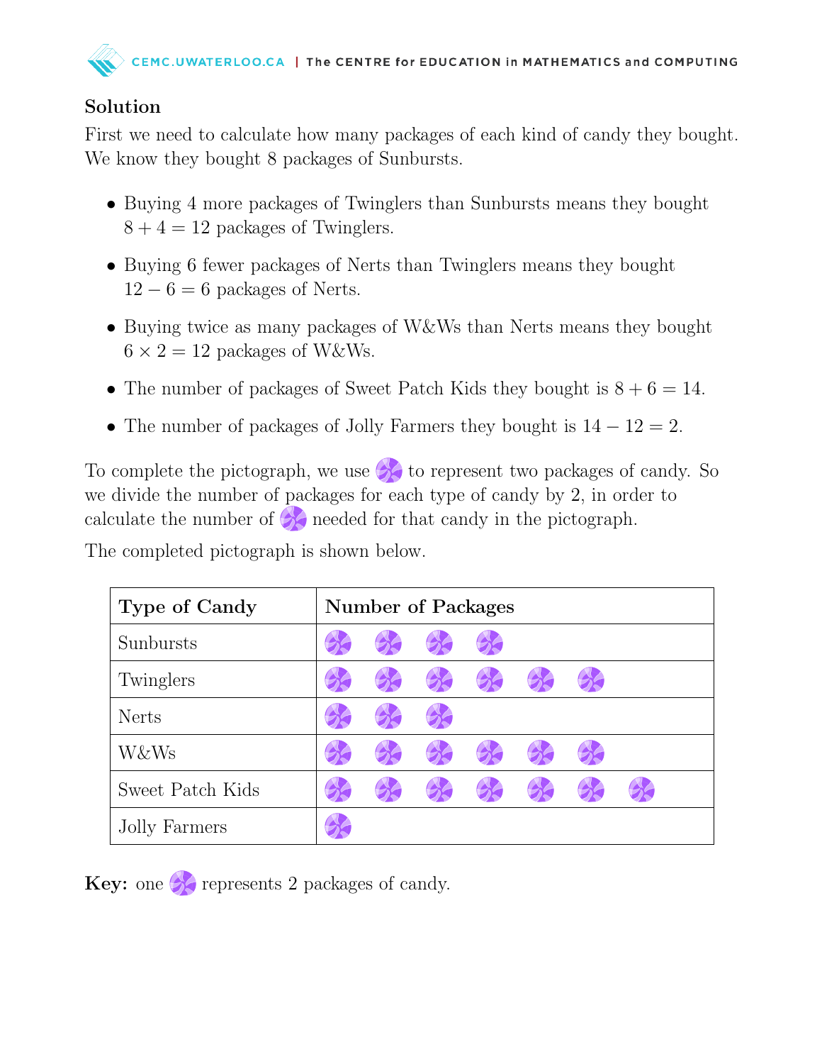**Solution**

First we need to calculate how many packages of each kind of candy they bought. We know they bought 8 packages of Sunbursts.

- Buying 4 more packages of Twinglers than Sunbursts means they bought $8 + 4 = 12$ packages of Twinglers.
- Buying 6 fewer packages of Nerts than Twinglers means they bought $12 - 6 = 6$ packages of Nerts.
- Buying twice as many packages of W&Ws than Nerts means they bought $6 \times 2 = 12$ packages of W&Ws.
- The number of packages of Sweet Patch Kids they bought is $8 + 6 = 14$.
- The number of packages of Jolly Farmers they bought is $14 - 12 = 2$.

To complete the pictograph, we use 🍬 to represent two packages of candy. So we divide the number of packages for each type of candy by 2, in order to calculate the number of 🍬 needed for that candy in the pictograph.

The completed pictograph is shown below.

| Type of Candy | Number of Packages |
|---|---|
| Sunbursts | 🍬 🍬 🍬 🍬 |
| Twinglers | 🍬 🍬 🍬 🍬 🍬 🍬 |
| Nerts | 🍬 🍬 🍬 |
| W&Ws | 🍬 🍬 🍬 🍬 🍬 🍬 |
| Sweet Patch Kids | 🍬 🍬 🍬 🍬 🍬 🍬 🍬 |
| Jolly Farmers | 🍬 |

**Key:** one 🍬 represents 2 packages of candy.